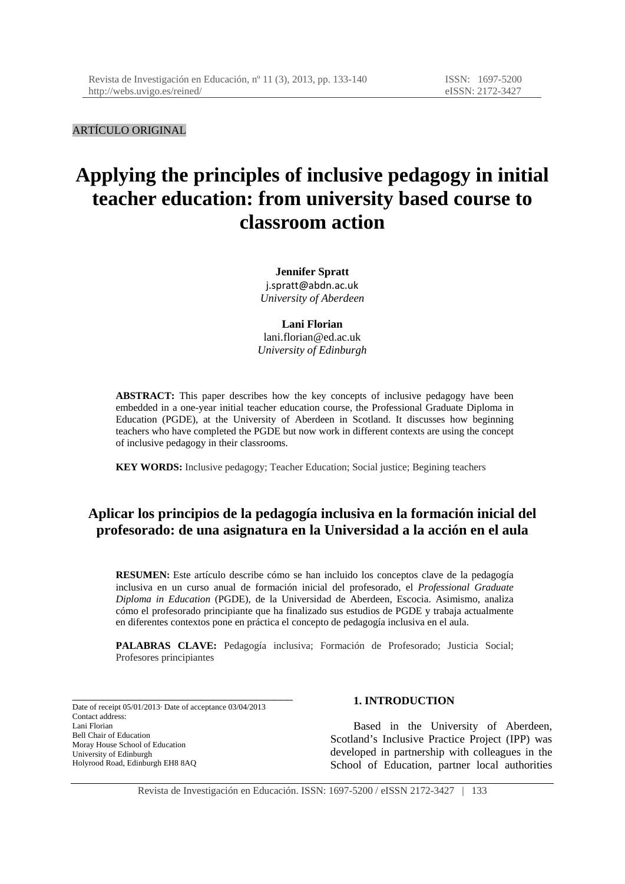ARTÍCULO ORIGINAL

# Applying the principles of inclusive pedagogy in initial teacher education: from university based course to classroom action

**Jennifer Spratt**
j.spratt@abdn.ac.uk
*University of Aberdeen*

**Lani Florian**
lani.florian@ed.ac.uk
*University of Edinburgh*

**ABSTRACT:** This paper describes how the key concepts of inclusive pedagogy have been embedded in a one-year initial teacher education course, the Professional Graduate Diploma in Education (PGDE), at the University of Aberdeen in Scotland. It discusses how beginning teachers who have completed the PGDE but now work in different contexts are using the concept of inclusive pedagogy in their classrooms.

**KEY WORDS:** Inclusive pedagogy; Teacher Education; Social justice; Begining teachers

## Aplicar los principios de la pedagogía inclusiva en la formación inicial del profesorado: de una asignatura en la Universidad a la acción en el aula

**RESUMEN:** Este artículo describe cómo se han incluido los conceptos clave de la pedagogía inclusiva en un curso anual de formación inicial del profesorado, el *Professional Graduate Diploma in Education* (PGDE), de la Universidad de Aberdeen, Escocia. Asimismo, analiza cómo el profesorado principiante que ha finalizado sus estudios de PGDE y trabaja actualmente en diferentes contextos pone en práctica el concepto de pedagogía inclusiva en el aula.

**PALABRAS CLAVE:** Pedagogía inclusiva; Formación de Profesorado; Justicia Social; Profesores principiantes

## 1. INTRODUCTION

Based in the University of Aberdeen, Scotland's Inclusive Practice Project (IPP) was developed in partnership with colleagues in the School of Education, partner local authorities

---

Date of receipt 05/01/2013· Date of acceptance 03/04/2013
Contact address:
Lani Florian
Bell Chair of Education
Moray House School of Education
University of Edinburgh
Holyrood Road, Edinburgh EH8 8AQ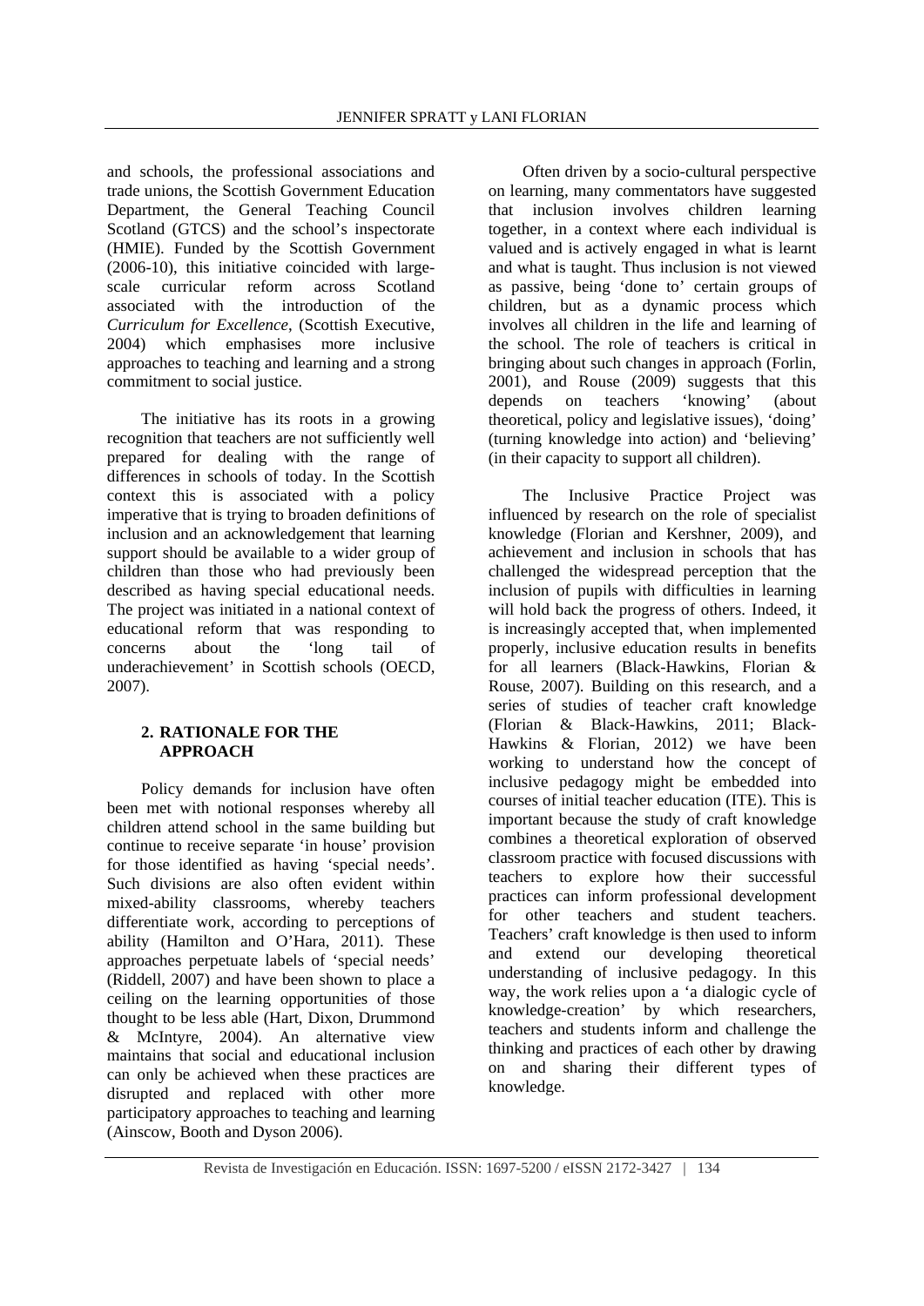and schools, the professional associations and trade unions, the Scottish Government Education Department, the General Teaching Council Scotland (GTCS) and the school's inspectorate (HMIE). Funded by the Scottish Government (2006-10), this initiative coincided with large-scale curricular reform across Scotland associated with the introduction of the *Curriculum for Excellence*, (Scottish Executive, 2004) which emphasises more inclusive approaches to teaching and learning and a strong commitment to social justice.

The initiative has its roots in a growing recognition that teachers are not sufficiently well prepared for dealing with the range of differences in schools of today. In the Scottish context this is associated with a policy imperative that is trying to broaden definitions of inclusion and an acknowledgement that learning support should be available to a wider group of children than those who had previously been described as having special educational needs. The project was initiated in a national context of educational reform that was responding to concerns about the 'long tail of underachievement' in Scottish schools (OECD, 2007).

## 2. RATIONALE FOR THE APPROACH

Policy demands for inclusion have often been met with notional responses whereby all children attend school in the same building but continue to receive separate 'in house' provision for those identified as having 'special needs'. Such divisions are also often evident within mixed-ability classrooms, whereby teachers differentiate work, according to perceptions of ability (Hamilton and O'Hara, 2011). These approaches perpetuate labels of 'special needs' (Riddell, 2007) and have been shown to place a ceiling on the learning opportunities of those thought to be less able (Hart, Dixon, Drummond & McIntyre, 2004). An alternative view maintains that social and educational inclusion can only be achieved when these practices are disrupted and replaced with other more participatory approaches to teaching and learning (Ainscow, Booth and Dyson 2006).

Often driven by a socio-cultural perspective on learning, many commentators have suggested that inclusion involves children learning together, in a context where each individual is valued and is actively engaged in what is learnt and what is taught. Thus inclusion is not viewed as passive, being 'done to' certain groups of children, but as a dynamic process which involves all children in the life and learning of the school. The role of teachers is critical in bringing about such changes in approach (Forlin, 2001), and Rouse (2009) suggests that this depends on teachers 'knowing' (about theoretical, policy and legislative issues), 'doing' (turning knowledge into action) and 'believing' (in their capacity to support all children).

The Inclusive Practice Project was influenced by research on the role of specialist knowledge (Florian and Kershner, 2009), and achievement and inclusion in schools that has challenged the widespread perception that the inclusion of pupils with difficulties in learning will hold back the progress of others. Indeed, it is increasingly accepted that, when implemented properly, inclusive education results in benefits for all learners (Black-Hawkins, Florian & Rouse, 2007). Building on this research, and a series of studies of teacher craft knowledge (Florian & Black-Hawkins, 2011; Black-Hawkins & Florian, 2012) we have been working to understand how the concept of inclusive pedagogy might be embedded into courses of initial teacher education (ITE). This is important because the study of craft knowledge combines a theoretical exploration of observed classroom practice with focused discussions with teachers to explore how their successful practices can inform professional development for other teachers and student teachers. Teachers' craft knowledge is then used to inform and extend our developing theoretical understanding of inclusive pedagogy. In this way, the work relies upon a 'a dialogic cycle of knowledge-creation' by which researchers, teachers and students inform and challenge the thinking and practices of each other by drawing on and sharing their different types of knowledge.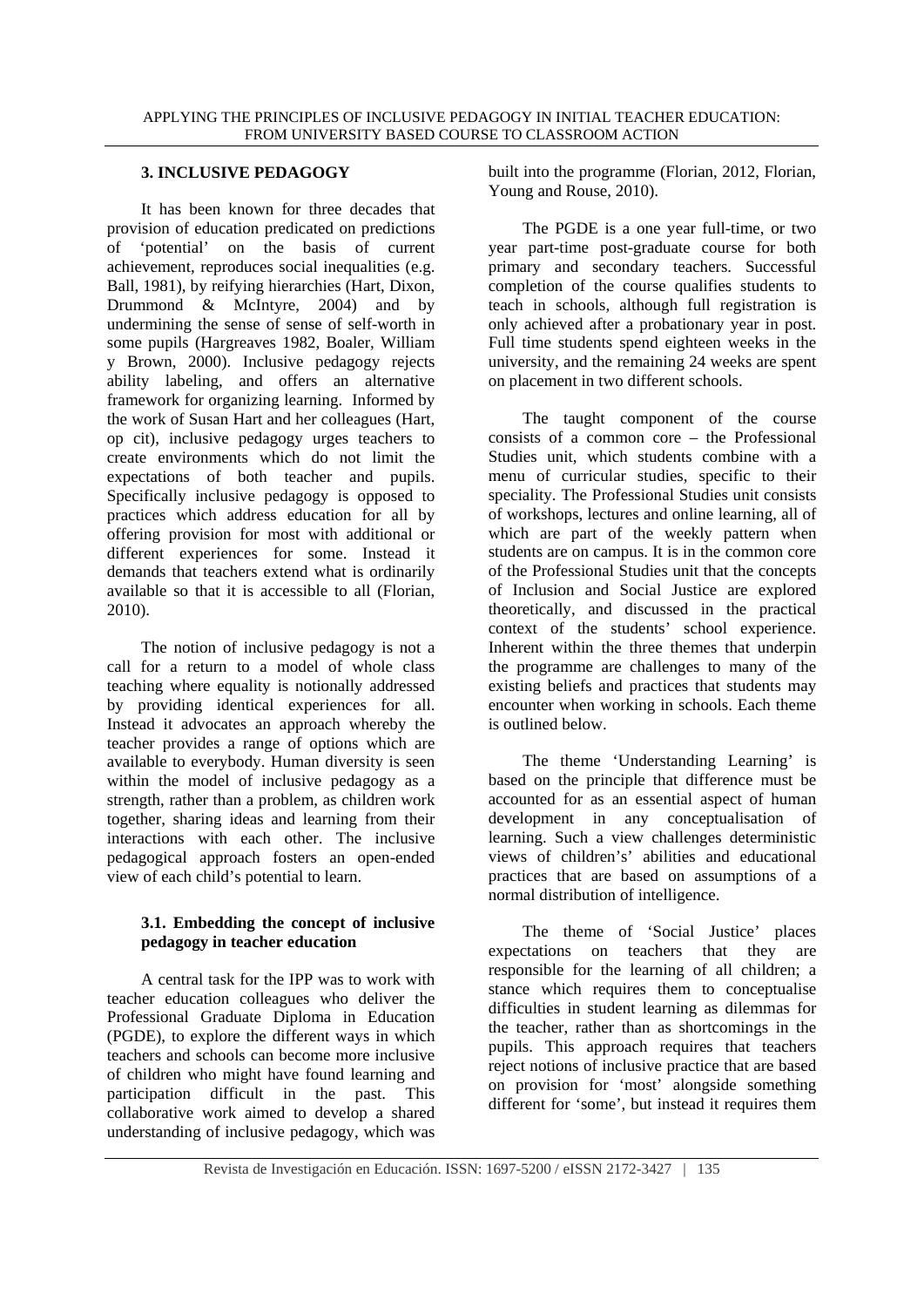## 3. INCLUSIVE PEDAGOGY

It has been known for three decades that provision of education predicated on predictions of 'potential' on the basis of current achievement, reproduces social inequalities (e.g. Ball, 1981), by reifying hierarchies (Hart, Dixon, Drummond & McIntyre, 2004) and by undermining the sense of sense of self-worth in some pupils (Hargreaves 1982, Boaler, William y Brown, 2000). Inclusive pedagogy rejects ability labeling, and offers an alternative framework for organizing learning. Informed by the work of Susan Hart and her colleagues (Hart, op cit), inclusive pedagogy urges teachers to create environments which do not limit the expectations of both teacher and pupils. Specifically inclusive pedagogy is opposed to practices which address education for all by offering provision for most with additional or different experiences for some. Instead it demands that teachers extend what is ordinarily available so that it is accessible to all (Florian, 2010).

The notion of inclusive pedagogy is not a call for a return to a model of whole class teaching where equality is notionally addressed by providing identical experiences for all. Instead it advocates an approach whereby the teacher provides a range of options which are available to everybody. Human diversity is seen within the model of inclusive pedagogy as a strength, rather than a problem, as children work together, sharing ideas and learning from their interactions with each other. The inclusive pedagogical approach fosters an open-ended view of each child's potential to learn.

### 3.1. Embedding the concept of inclusive pedagogy in teacher education

A central task for the IPP was to work with teacher education colleagues who deliver the Professional Graduate Diploma in Education (PGDE), to explore the different ways in which teachers and schools can become more inclusive of children who might have found learning and participation difficult in the past. This collaborative work aimed to develop a shared understanding of inclusive pedagogy, which was built into the programme (Florian, 2012, Florian, Young and Rouse, 2010).

The PGDE is a one year full-time, or two year part-time post-graduate course for both primary and secondary teachers. Successful completion of the course qualifies students to teach in schools, although full registration is only achieved after a probationary year in post. Full time students spend eighteen weeks in the university, and the remaining 24 weeks are spent on placement in two different schools.

The taught component of the course consists of a common core – the Professional Studies unit, which students combine with a menu of curricular studies, specific to their speciality. The Professional Studies unit consists of workshops, lectures and online learning, all of which are part of the weekly pattern when students are on campus. It is in the common core of the Professional Studies unit that the concepts of Inclusion and Social Justice are explored theoretically, and discussed in the practical context of the students' school experience. Inherent within the three themes that underpin the programme are challenges to many of the existing beliefs and practices that students may encounter when working in schools. Each theme is outlined below.

The theme 'Understanding Learning' is based on the principle that difference must be accounted for as an essential aspect of human development in any conceptualisation of learning. Such a view challenges deterministic views of children's' abilities and educational practices that are based on assumptions of a normal distribution of intelligence.

The theme of 'Social Justice' places expectations on teachers that they are responsible for the learning of all children; a stance which requires them to conceptualise difficulties in student learning as dilemmas for the teacher, rather than as shortcomings in the pupils. This approach requires that teachers reject notions of inclusive practice that are based on provision for 'most' alongside something different for 'some', but instead it requires them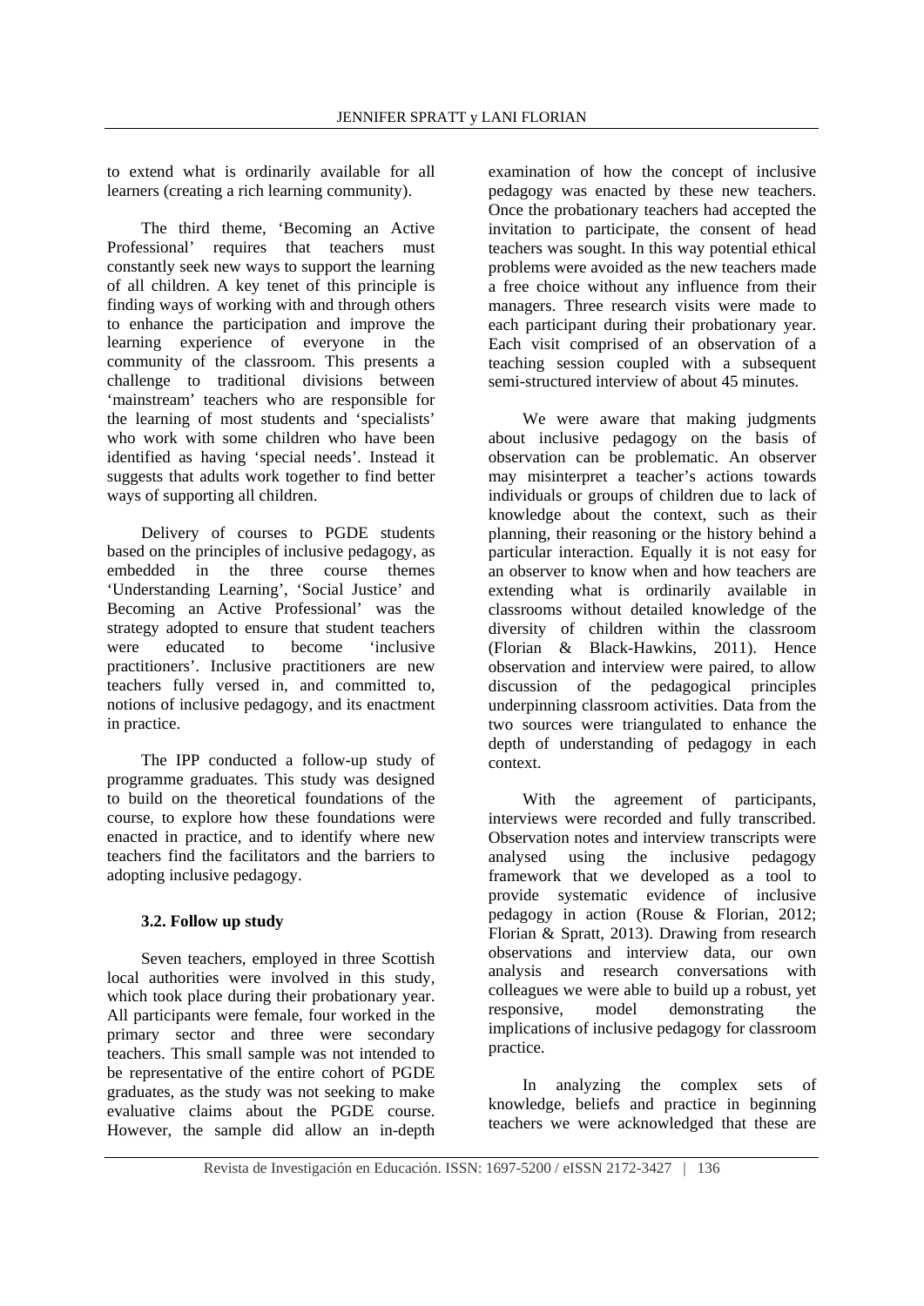to extend what is ordinarily available for all learners (creating a rich learning community).

The third theme, 'Becoming an Active Professional' requires that teachers must constantly seek new ways to support the learning of all children. A key tenet of this principle is finding ways of working with and through others to enhance the participation and improve the learning experience of everyone in the community of the classroom. This presents a challenge to traditional divisions between 'mainstream' teachers who are responsible for the learning of most students and 'specialists' who work with some children who have been identified as having 'special needs'. Instead it suggests that adults work together to find better ways of supporting all children.

Delivery of courses to PGDE students based on the principles of inclusive pedagogy, as embedded in the three course themes 'Understanding Learning', 'Social Justice' and Becoming an Active Professional' was the strategy adopted to ensure that student teachers were educated to become 'inclusive practitioners'. Inclusive practitioners are new teachers fully versed in, and committed to, notions of inclusive pedagogy, and its enactment in practice.

The IPP conducted a follow-up study of programme graduates. This study was designed to build on the theoretical foundations of the course, to explore how these foundations were enacted in practice, and to identify where new teachers find the facilitators and the barriers to adopting inclusive pedagogy.

### 3.2. Follow up study

Seven teachers, employed in three Scottish local authorities were involved in this study, which took place during their probationary year. All participants were female, four worked in the primary sector and three were secondary teachers. This small sample was not intended to be representative of the entire cohort of PGDE graduates, as the study was not seeking to make evaluative claims about the PGDE course. However, the sample did allow an in-depth examination of how the concept of inclusive pedagogy was enacted by these new teachers. Once the probationary teachers had accepted the invitation to participate, the consent of head teachers was sought. In this way potential ethical problems were avoided as the new teachers made a free choice without any influence from their managers. Three research visits were made to each participant during their probationary year. Each visit comprised of an observation of a teaching session coupled with a subsequent semi-structured interview of about 45 minutes.

We were aware that making judgments about inclusive pedagogy on the basis of observation can be problematic. An observer may misinterpret a teacher's actions towards individuals or groups of children due to lack of knowledge about the context, such as their planning, their reasoning or the history behind a particular interaction. Equally it is not easy for an observer to know when and how teachers are extending what is ordinarily available in classrooms without detailed knowledge of the diversity of children within the classroom (Florian & Black-Hawkins, 2011). Hence observation and interview were paired, to allow discussion of the pedagogical principles underpinning classroom activities. Data from the two sources were triangulated to enhance the depth of understanding of pedagogy in each context.

With the agreement of participants, interviews were recorded and fully transcribed. Observation notes and interview transcripts were analysed using the inclusive pedagogy framework that we developed as a tool to provide systematic evidence of inclusive pedagogy in action (Rouse & Florian, 2012; Florian & Spratt, 2013). Drawing from research observations and interview data, our own analysis and research conversations with colleagues we were able to build up a robust, yet responsive, model demonstrating the implications of inclusive pedagogy for classroom practice.

In analyzing the complex sets of knowledge, beliefs and practice in beginning teachers we were acknowledged that these are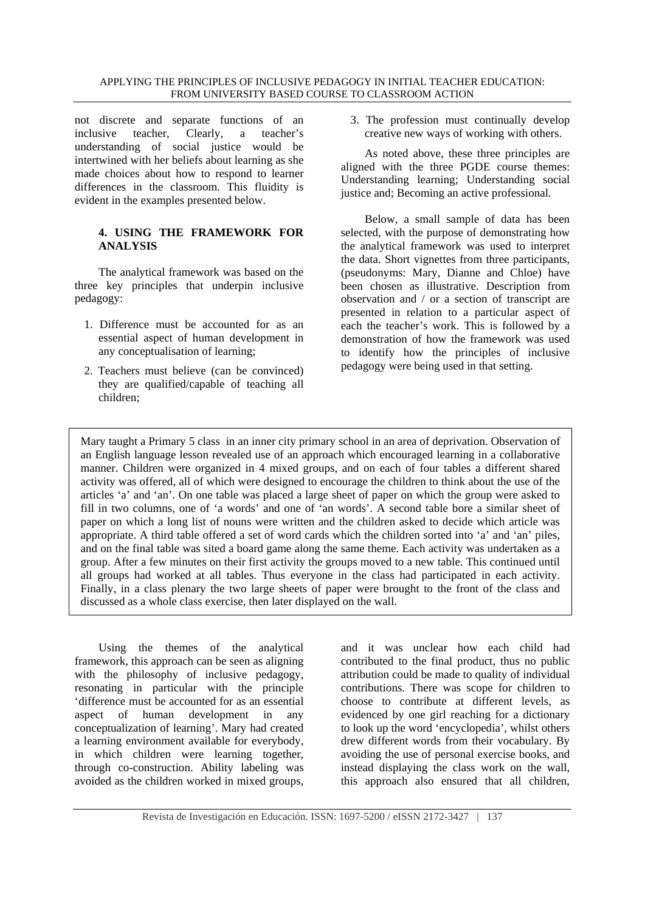not discrete and separate functions of an inclusive teacher, Clearly, a teacher's understanding of social justice would be intertwined with her beliefs about learning as she made choices about how to respond to learner differences in the classroom. This fluidity is evident in the examples presented below.

## 4. USING THE FRAMEWORK FOR ANALYSIS

The analytical framework was based on the three key principles that underpin inclusive pedagogy:

1. Difference must be accounted for as an essential aspect of human development in any conceptualisation of learning;
2. Teachers must believe (can be convinced) they are qualified/capable of teaching all children;
3. The profession must continually develop creative new ways of working with others.

As noted above, these three principles are aligned with the three PGDE course themes: Understanding learning; Understanding social justice and; Becoming an active professional.

Below, a small sample of data has been selected, with the purpose of demonstrating how the analytical framework was used to interpret the data. Short vignettes from three participants, (pseudonyms: Mary, Dianne and Chloe) have been chosen as illustrative. Description from observation and / or a section of transcript are presented in relation to a particular aspect of each the teacher's work. This is followed by a demonstration of how the framework was used to identify how the principles of inclusive pedagogy were being used in that setting.

> Mary taught a Primary 5 class in an inner city primary school in an area of deprivation. Observation of an English language lesson revealed use of an approach which encouraged learning in a collaborative manner. Children were organized in 4 mixed groups, and on each of four tables a different shared activity was offered, all of which were designed to encourage the children to think about the use of the articles 'a' and 'an'. On one table was placed a large sheet of paper on which the group were asked to fill in two columns, one of 'a words' and one of 'an words'. A second table bore a similar sheet of paper on which a long list of nouns were written and the children asked to decide which article was appropriate. A third table offered a set of word cards which the children sorted into 'a' and 'an' piles, and on the final table was sited a board game along the same theme. Each activity was undertaken as a group. After a few minutes on their first activity the groups moved to a new table. This continued until all groups had worked at all tables. Thus everyone in the class had participated in each activity. Finally, in a class plenary the two large sheets of paper were brought to the front of the class and discussed as a whole class exercise, then later displayed on the wall.

Using the themes of the analytical framework, this approach can be seen as aligning with the philosophy of inclusive pedagogy, resonating in particular with the principle 'difference must be accounted for as an essential aspect of human development in any conceptualization of learning'. Mary had created a learning environment available for everybody, in which children were learning together, through co-construction. Ability labeling was avoided as the children worked in mixed groups, and it was unclear how each child had contributed to the final product, thus no public attribution could be made to quality of individual contributions. There was scope for children to choose to contribute at different levels, as evidenced by one girl reaching for a dictionary to look up the word 'encyclopedia', whilst others drew different words from their vocabulary. By avoiding the use of personal exercise books, and instead displaying the class work on the wall, this approach also ensured that all children,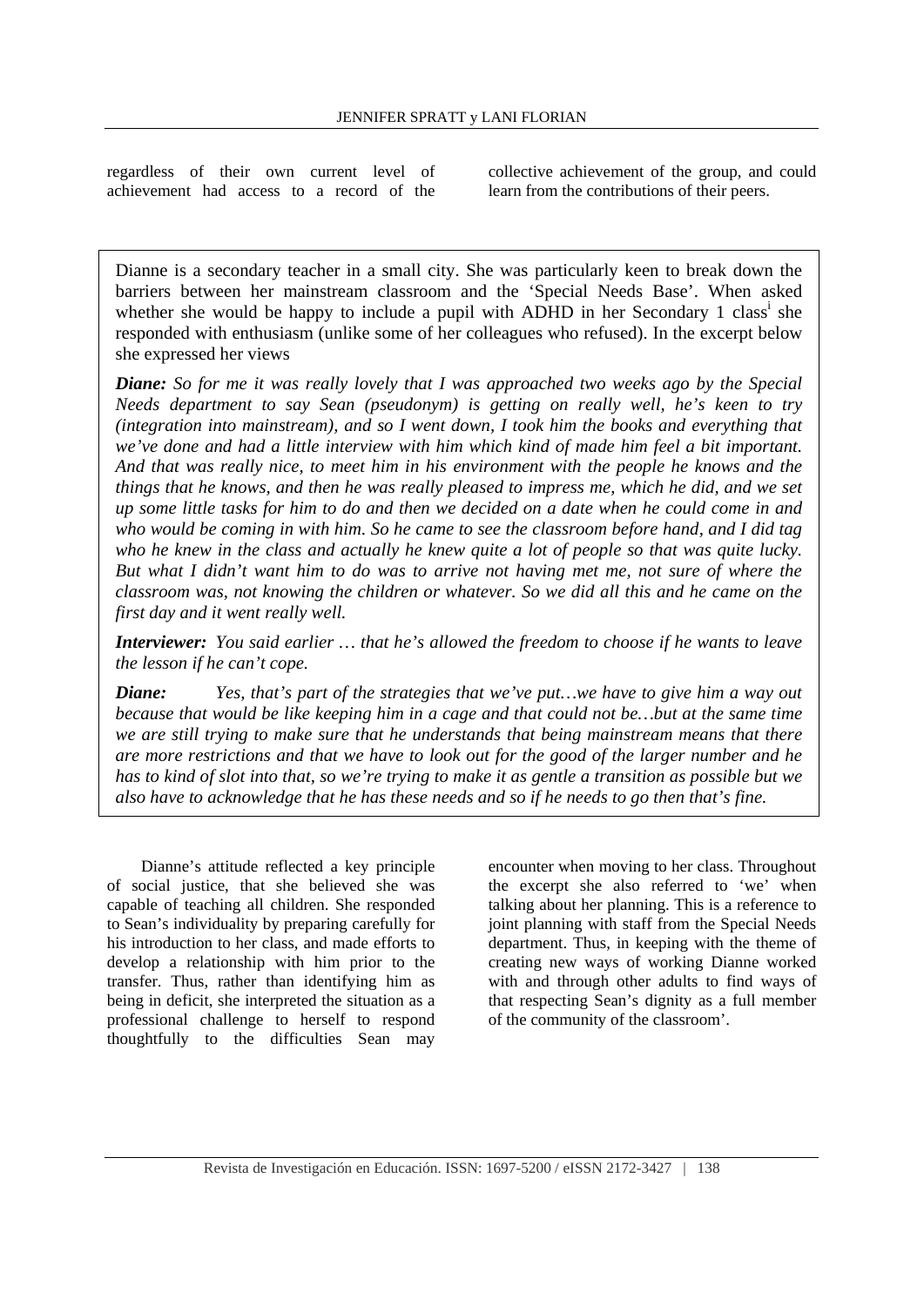regardless of their own current level of achievement had access to a record of the collective achievement of the group, and could learn from the contributions of their peers.

> Dianne is a secondary teacher in a small city. She was particularly keen to break down the barriers between her mainstream classroom and the 'Special Needs Base'. When asked whether she would be happy to include a pupil with ADHD in her Secondary 1 class[i] she responded with enthusiasm (unlike some of her colleagues who refused). In the excerpt below she expressed her views
>
> ***Diane:*** *So for me it was really lovely that I was approached two weeks ago by the Special Needs department to say Sean (pseudonym) is getting on really well, he's keen to try (integration into mainstream), and so I went down, I took him the books and everything that we've done and had a little interview with him which kind of made him feel a bit important. And that was really nice, to meet him in his environment with the people he knows and the things that he knows, and then he was really pleased to impress me, which he did, and we set up some little tasks for him to do and then we decided on a date when he could come in and who would be coming in with him. So he came to see the classroom before hand, and I did tag who he knew in the class and actually he knew quite a lot of people so that was quite lucky. But what I didn't want him to do was to arrive not having met me, not sure of where the classroom was, not knowing the children or whatever. So we did all this and he came on the first day and it went really well.*
>
> ***Interviewer:*** *You said earlier … that he's allowed the freedom to choose if he wants to leave the lesson if he can't cope.*
>
> ***Diane:*** *Yes, that's part of the strategies that we've put…we have to give him a way out because that would be like keeping him in a cage and that could not be…but at the same time we are still trying to make sure that he understands that being mainstream means that there are more restrictions and that we have to look out for the good of the larger number and he has to kind of slot into that, so we're trying to make it as gentle a transition as possible but we also have to acknowledge that he has these needs and so if he needs to go then that's fine.*

Dianne's attitude reflected a key principle of social justice, that she believed she was capable of teaching all children. She responded to Sean's individuality by preparing carefully for his introduction to her class, and made efforts to develop a relationship with him prior to the transfer. Thus, rather than identifying him as being in deficit, she interpreted the situation as a professional challenge to herself to respond thoughtfully to the difficulties Sean may encounter when moving to her class. Throughout the excerpt she also referred to 'we' when talking about her planning. This is a reference to joint planning with staff from the Special Needs department. Thus, in keeping with the theme of creating new ways of working Dianne worked with and through other adults to find ways of that respecting Sean's dignity as a full member of the community of the classroom'.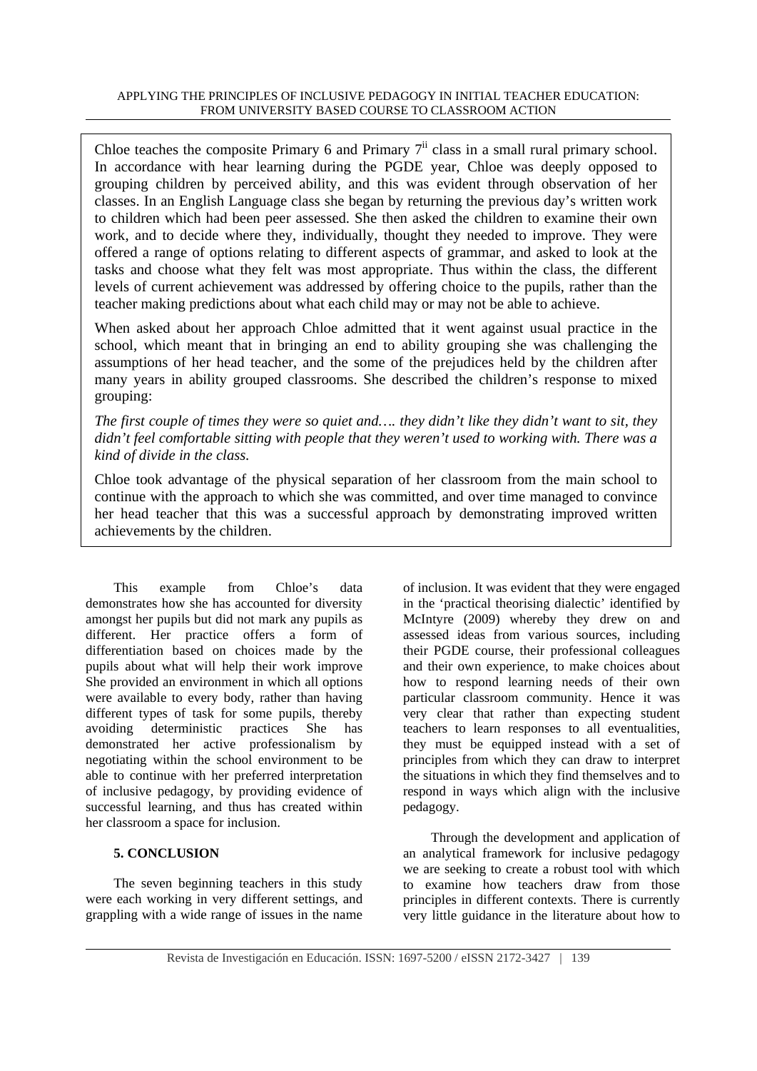Chloe teaches the composite Primary 6 and Primary 7[ii] class in a small rural primary school. In accordance with hear learning during the PGDE year, Chloe was deeply opposed to grouping children by perceived ability, and this was evident through observation of her classes. In an English Language class she began by returning the previous day's written work to children which had been peer assessed. She then asked the children to examine their own work, and to decide where they, individually, thought they needed to improve. They were offered a range of options relating to different aspects of grammar, and asked to look at the tasks and choose what they felt was most appropriate. Thus within the class, the different levels of current achievement was addressed by offering choice to the pupils, rather than the teacher making predictions about what each child may or may not be able to achieve.

When asked about her approach Chloe admitted that it went against usual practice in the school, which meant that in bringing an end to ability grouping she was challenging the assumptions of her head teacher, and the some of the prejudices held by the children after many years in ability grouped classrooms. She described the children's response to mixed grouping:

*The first couple of times they were so quiet and…. they didn't like they didn't want to sit, they didn't feel comfortable sitting with people that they weren't used to working with. There was a kind of divide in the class.*

Chloe took advantage of the physical separation of her classroom from the main school to continue with the approach to which she was committed, and over time managed to convince her head teacher that this was a successful approach by demonstrating improved written achievements by the children.

This example from Chloe's data demonstrates how she has accounted for diversity amongst her pupils but did not mark any pupils as different. Her practice offers a form of differentiation based on choices made by the pupils about what will help their work improve She provided an environment in which all options were available to every body, rather than having different types of task for some pupils, thereby avoiding deterministic practices She has demonstrated her active professionalism by negotiating within the school environment to be able to continue with her preferred interpretation of inclusive pedagogy, by providing evidence of successful learning, and thus has created within her classroom a space for inclusion.

## 5. CONCLUSION

The seven beginning teachers in this study were each working in very different settings, and grappling with a wide range of issues in the name of inclusion. It was evident that they were engaged in the 'practical theorising dialectic' identified by McIntyre (2009) whereby they drew on and assessed ideas from various sources, including their PGDE course, their professional colleagues and their own experience, to make choices about how to respond learning needs of their own particular classroom community. Hence it was very clear that rather than expecting student teachers to learn responses to all eventualities, they must be equipped instead with a set of principles from which they can draw to interpret the situations in which they find themselves and to respond in ways which align with the inclusive pedagogy.

Through the development and application of an analytical framework for inclusive pedagogy we are seeking to create a robust tool with which to examine how teachers draw from those principles in different contexts. There is currently very little guidance in the literature about how to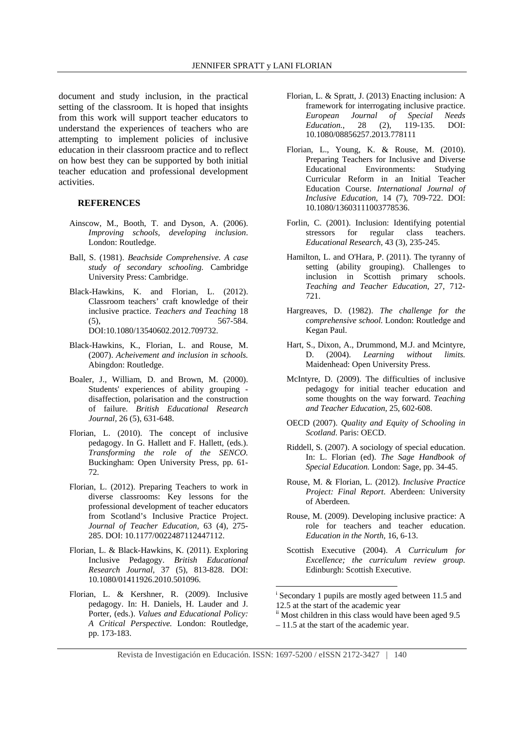document and study inclusion, in the practical setting of the classroom. It is hoped that insights from this work will support teacher educators to understand the experiences of teachers who are attempting to implement policies of inclusive education in their classroom practice and to reflect on how best they can be supported by both initial teacher education and professional development activities.

## REFERENCES

Ainscow, M., Booth, T. and Dyson, A. (2006). *Improving schools, developing inclusion*. London: Routledge.

Ball, S. (1981). *Beachside Comprehensive. A case study of secondary schooling.* Cambridge University Press: Cambridge.

Black-Hawkins, K. and Florian, L. (2012). Classroom teachers' craft knowledge of their inclusive practice. *Teachers and Teaching* 18 (5), 567-584. DOI:10.1080/13540602.2012.709732.

Black-Hawkins, K., Florian, L. and Rouse, M. (2007). *Acheivement and inclusion in schools.* Abingdon: Routledge.

Boaler, J., William, D. and Brown, M. (2000). Students' experiences of ability grouping - disaffection, polarisation and the construction of failure. *British Educational Research Journal*, 26 (5), 631-648.

Florian, L. (2010). The concept of inclusive pedagogy. In G. Hallett and F. Hallett, (eds.). *Transforming the role of the SENCO.* Buckingham: Open University Press, pp. 61-72.

Florian, L. (2012). Preparing Teachers to work in diverse classrooms: Key lessons for the professional development of teacher educators from Scotland's Inclusive Practice Project. *Journal of Teacher Education,* 63 (4), 275-285. DOI: 10.1177/0022487112447112.

Florian, L. & Black-Hawkins, K. (2011). Exploring Inclusive Pedagogy. *British Educational Research Journal,* 37 (5), 813-828. DOI: 10.1080/01411926.2010.501096.

Florian, L. & Kershner, R. (2009). Inclusive pedagogy. In: H. Daniels, H. Lauder and J. Porter, (eds.). *Values and Educational Policy: A Critical Perspective.* London: Routledge, pp. 173-183.

Florian, L. & Spratt, J. (2013) Enacting inclusion: A framework for interrogating inclusive practice. *European Journal of Special Needs Education.*, 28 (2), 119-135. DOI: 10.1080/08856257.2013.778111

Florian, L., Young, K. & Rouse, M. (2010). Preparing Teachers for Inclusive and Diverse Educational Environments: Studying Curricular Reform in an Initial Teacher Education Course. *International Journal of Inclusive Education*, 14 (7), 709-722. DOI: 10.1080/13603111003778536.

Forlin, C. (2001). Inclusion: Identifying potential stressors for regular class teachers. *Educational Research*, 43 (3), 235-245.

Hamilton, L. and O'Hara, P. (2011). The tyranny of setting (ability grouping). Challenges to inclusion in Scottish primary schools. *Teaching and Teacher Education*, 27, 712-721.

Hargreaves, D. (1982). *The challenge for the comprehensive school.* London: Routledge and Kegan Paul.

Hart, S., Dixon, A., Drummond, M.J. and Mcintyre, D. (2004). *Learning without limits.* Maidenhead: Open University Press.

McIntyre, D. (2009). The difficulties of inclusive pedagogy for initial teacher education and some thoughts on the way forward. *Teaching and Teacher Education,* 25, 602-608.

OECD (2007). *Quality and Equity of Schooling in Scotland.* Paris: OECD.

Riddell, S. (2007). A sociology of special education. In: L. Florian (ed). *The Sage Handbook of Special Education.* London: Sage, pp. 34-45.

Rouse, M. & Florian, L. (2012). *Inclusive Practice Project: Final Report*. Aberdeen: University of Aberdeen.

Rouse, M. (2009). Developing inclusive practice: A role for teachers and teacher education. *Education in the North,* 16, 6-13.

Scottish Executive (2004). *A Curriculum for Excellence; the curriculum review group.* Edinburgh: Scottish Executive.

---

[i] Secondary 1 pupils are mostly aged between 11.5 and 12.5 at the start of the academic year

[ii] Most children in this class would have been aged 9.5 – 11.5 at the start of the academic year.